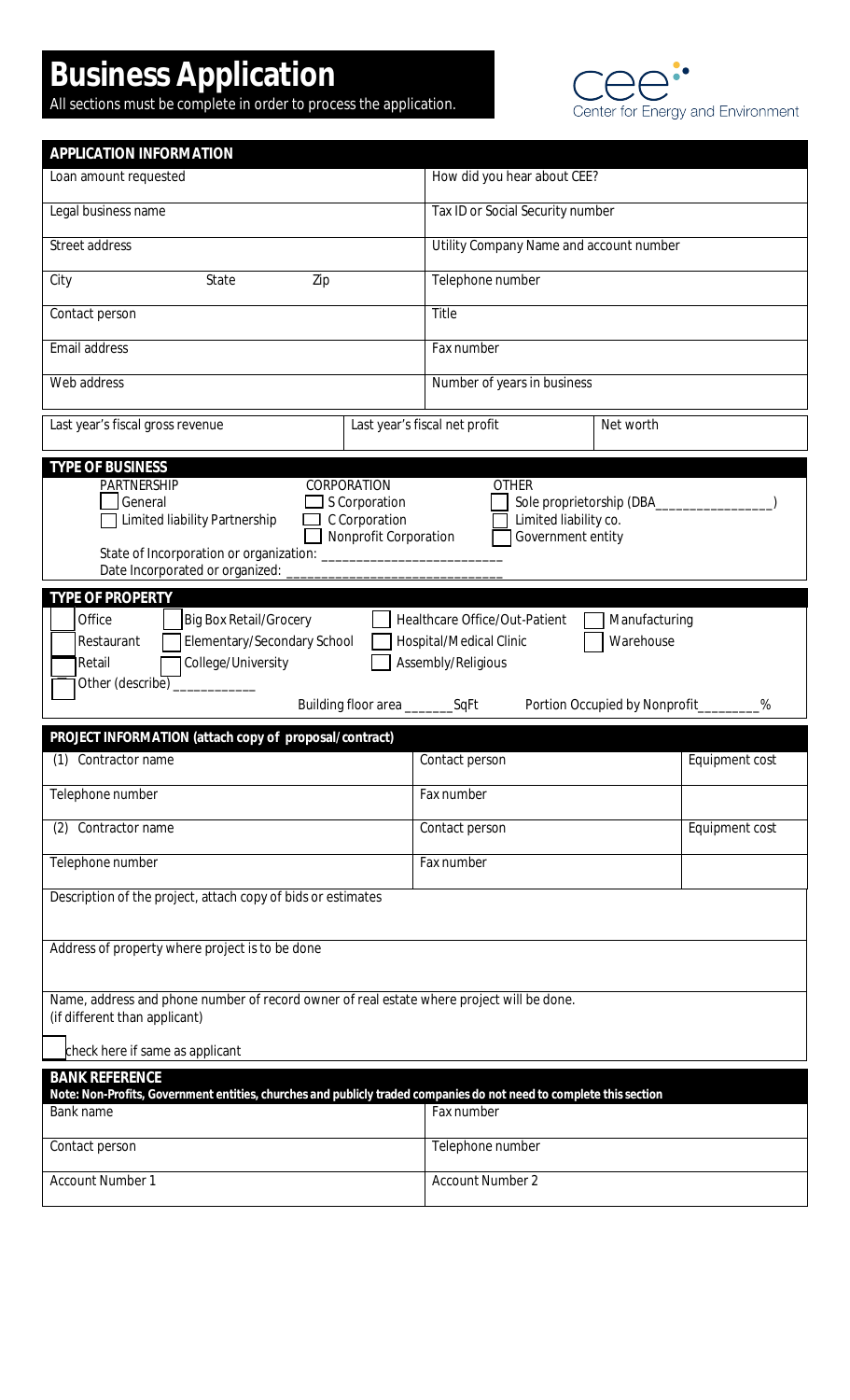# Business Application

All sections must be complete in order to process the application.

Center for Energy and Environment

## APPLICATION INFORMATION

| | |
|---|---|
| Loan amount requested | How did you hear about CEE? |
| Legal business name | Tax ID or Social Security number |
| Street address | Utility Company Name and account number |
| City State Zip | Telephone number |
| Contact person | Title |
| Email address | Fax number |
| Web address | Number of years in business |

| | | |
|---|---|---|
| Last year's fiscal gross revenue | Last year's fiscal net profit | Net worth |

## TYPE OF BUSINESS

**PARTNERSHIP**
- ☐ General
- ☐ Limited liability Partnership

**CORPORATION**
- ☐ S Corporation
- ☐ C Corporation
- ☐ Nonprofit Corporation

**OTHER**
- ☐ Sole proprietorship (DBA_________________)
- ☐ Limited liability co.
- ☐ Government entity

State of Incorporation or organization: __________________________

Date Incorporated or organized: ______________________________

## TYPE OF PROPERTY

- ☐ Office
- ☐ Big Box Retail/Grocery
- ☐ Healthcare Office/Out-Patient
- ☐ Manufacturing
- ☐ Restaurant
- ☐ Elementary/Secondary School
- ☐ Hospital/Medical Clinic
- ☐ Warehouse
- ☐ Retail
- ☐ College/University
- ☐ Assembly/Religious
- ☐ Other (describe) ____________

Building floor area _______SqFt Portion Occupied by Nonprofit_________%

## PROJECT INFORMATION (attach copy of proposal/contract)

| | | |
|---|---|---|
| (1) Contractor name | Contact person | Equipment cost |
| Telephone number | Fax number | |
| (2) Contractor name | Contact person | Equipment cost |
| Telephone number | Fax number | |

Description of the project, attach copy of bids or estimates

Address of property where project is to be done

Name, address and phone number of record owner of real estate where project will be done.
(if different than applicant)

☐ check here if same as applicant

## BANK REFERENCE

**Note: Non-Profits, Government entities, churches and publicly traded companies do not need to complete this section**

| | |
|---|---|
| Bank name | Fax number |
| Contact person | Telephone number |
| Account Number 1 | Account Number 2 |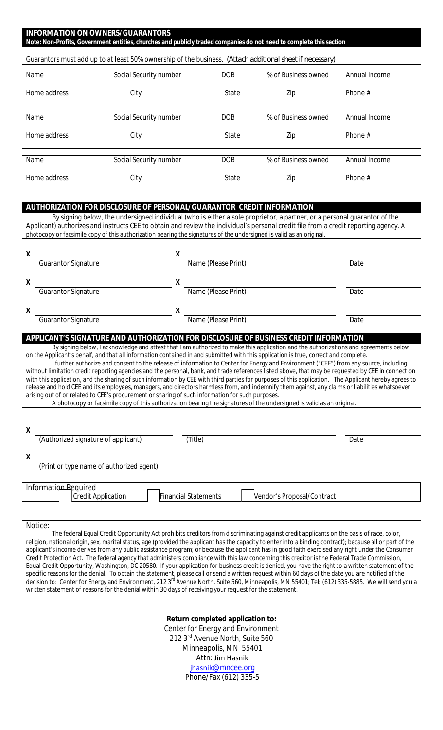## INFORMATION ON OWNERS/GUARANTORS

**Note: Non-Profits, Government entities, churches and publicly traded companies do not need to complete this section**

Guarantors must add up to at least 50% ownership of the business. *(Attach additional sheet if necessary)*

| Name | Social Security number | DOB | % of Business owned | Annual Income |
|---|---|---|---|---|
| Home address | City | State | Zip | Phone # |

| Name | Social Security number | DOB | % of Business owned | Annual Income |
|---|---|---|---|---|
| Home address | City | State | Zip | Phone # |

| Name | Social Security number | DOB | % of Business owned | Annual Income |
|---|---|---|---|---|
| Home address | City | State | Zip | Phone # |

## AUTHORIZATION FOR DISCLOSURE OF PERSONAL/GUARANTOR CREDIT INFORMATION

By signing below, the undersigned individual (who is either a sole proprietor, a partner, or a personal guarantor of the Applicant) authorizes and instructs CEE to obtain and review the individual's personal credit file from a credit reporting agency. A photocopy or facsimile copy of this authorization bearing the signatures of the undersigned is valid as an original.

X ______________________ X ______________________ ____________

Guarantor Signature Name (Please Print) Date

X ______________________ X ______________________ ____________

Guarantor Signature Name (Please Print) Date

X ______________________ X ______________________ ____________

Guarantor Signature Name (Please Print) Date

## APPLICANT'S SIGNATURE AND AUTHORIZATION FOR DISCLOSURE OF BUSINESS CREDIT INFORMATION

By signing below, I acknowledge and attest that I am authorized to make this application and the authorizations and agreements below on the Applicant's behalf, and that all information contained in and submitted with this application is true, correct and complete.

I further authorize and consent to the release of information to Center for Energy and Environment ("CEE") from any source, including without limitation credit reporting agencies and the personal, bank, and trade references listed above, that may be requested by CEE in connection with this application, and the sharing of such information by CEE with third parties for purposes of this application. The Applicant hereby agrees to release and hold CEE and its employees, managers, and directors harmless from, and indemnify them against, any claims or liabilities whatsoever arising out of or related to CEE's procurement or sharing of such information for such purposes.

A photocopy or facsimile copy of this authorization bearing the signatures of the undersigned is valid as an original.

X ______________________ ______________________ ____________

(Authorized signature of applicant) (Title) Date

X ______________________

(Print or type name of authorized agent)

Information Required

☐ Credit Application ☐ Financial Statements ☐ Vendor's Proposal/Contract

Notice:

The federal Equal Credit Opportunity Act prohibits creditors from discriminating against credit applicants on the basis of race, color, religion, national origin, sex, marital status, age (provided the applicant has the capacity to enter into a binding contract); because all or part of the applicant's income derives from any public assistance program; or because the applicant has in good faith exercised any right under the Consumer Credit Protection Act. The federal agency that administers compliance with this law concerning this creditor is the Federal Trade Commission, Equal Credit Opportunity, Washington, DC 20580. If your application for business credit is denied, you have the right to a written statement of the specific reasons for the denial. To obtain the statement, please call or send a written request within 60 days of the date you are notified of the decision to: Center for Energy and Environment, 212 3rd Avenue North, Suite 560, Minneapolis, MN 55401; Tel: (612) 335-5885. We will send you a written statement of reasons for the denial within 30 days of receiving your request for the statement.

**Return completed application to:**

Center for Energy and Environment
212 3rd Avenue North, Suite 560
Minneapolis, MN 55401
Attn: Jim Hasnik
jhasnik@mncee.org
Phone/Fax (612) 335-5